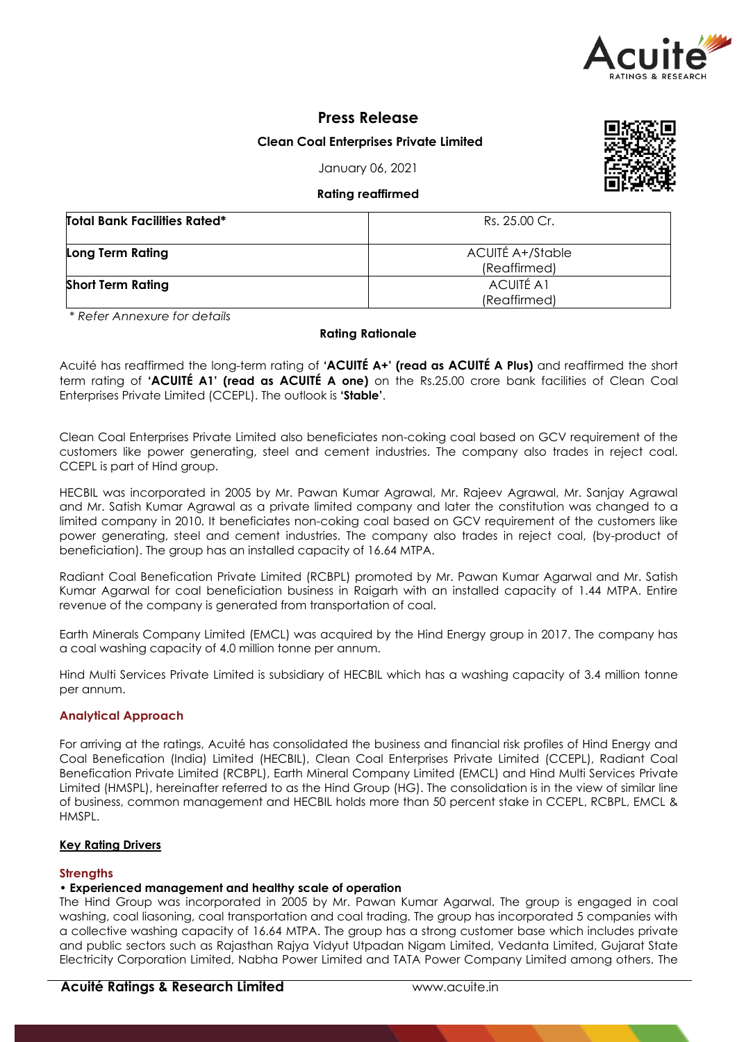# Press Release

**Clean Coal Enterprises Private Limited**

January 06, 2021

**Rating reaffirmed**

| **Total Bank Facilities Rated*** | Rs. 25.00 Cr. |
|---|---|
| **Long Term Rating** | ACUITÉ A+/Stable (Reaffirmed) |
| **Short Term Rating** | ACUITÉ A1 (Reaffirmed) |

*\* Refer Annexure for details*

**Rating Rationale**

Acuité has reaffirmed the long-term rating of **'ACUITÉ A+' (read as ACUITÉ A Plus)** and reaffirmed the short term rating of **'ACUITÉ A1' (read as ACUITÉ A one)** on the Rs.25.00 crore bank facilities of Clean Coal Enterprises Private Limited (CCEPL). The outlook is **'Stable'**.

Clean Coal Enterprises Private Limited also beneficiates non-coking coal based on GCV requirement of the customers like power generating, steel and cement industries. The company also trades in reject coal. CCEPL is part of Hind group.

HECBIL was incorporated in 2005 by Mr. Pawan Kumar Agrawal, Mr. Rajeev Agrawal, Mr. Sanjay Agrawal and Mr. Satish Kumar Agrawal as a private limited company and later the constitution was changed to a limited company in 2010. It beneficiates non-coking coal based on GCV requirement of the customers like power generating, steel and cement industries. The company also trades in reject coal, (by-product of beneficiation). The group has an installed capacity of 16.64 MTPA.

Radiant Coal Benefication Private Limited (RCBPL) promoted by Mr. Pawan Kumar Agarwal and Mr. Satish Kumar Agarwal for coal beneficiation business in Raigarh with an installed capacity of 1.44 MTPA. Entire revenue of the company is generated from transportation of coal.

Earth Minerals Company Limited (EMCL) was acquired by the Hind Energy group in 2017. The company has a coal washing capacity of 4.0 million tonne per annum.

Hind Multi Services Private Limited is subsidiary of HECBIL which has a washing capacity of 3.4 million tonne per annum.

## Analytical Approach

For arriving at the ratings, Acuité has consolidated the business and financial risk profiles of Hind Energy and Coal Benefication (India) Limited (HECBIL), Clean Coal Enterprises Private Limited (CCEPL), Radiant Coal Benefication Private Limited (RCBPL), Earth Mineral Company Limited (EMCL) and Hind Multi Services Private Limited (HMSPL), hereinafter referred to as the Hind Group (HG). The consolidation is in the view of similar line of business, common management and HECBIL holds more than 50 percent stake in CCEPL, RCBPL, EMCL & HMSPL.

## Key Rating Drivers

### Strengths

**• Experienced management and healthy scale of operation**

The Hind Group was incorporated in 2005 by Mr. Pawan Kumar Agarwal. The group is engaged in coal washing, coal liasoning, coal transportation and coal trading. The group has incorporated 5 companies with a collective washing capacity of 16.64 MTPA. The group has a strong customer base which includes private and public sectors such as Rajasthan Rajya Vidyut Utpadan Nigam Limited, Vedanta Limited, Gujarat State Electricity Corporation Limited, Nabha Power Limited and TATA Power Company Limited among others. The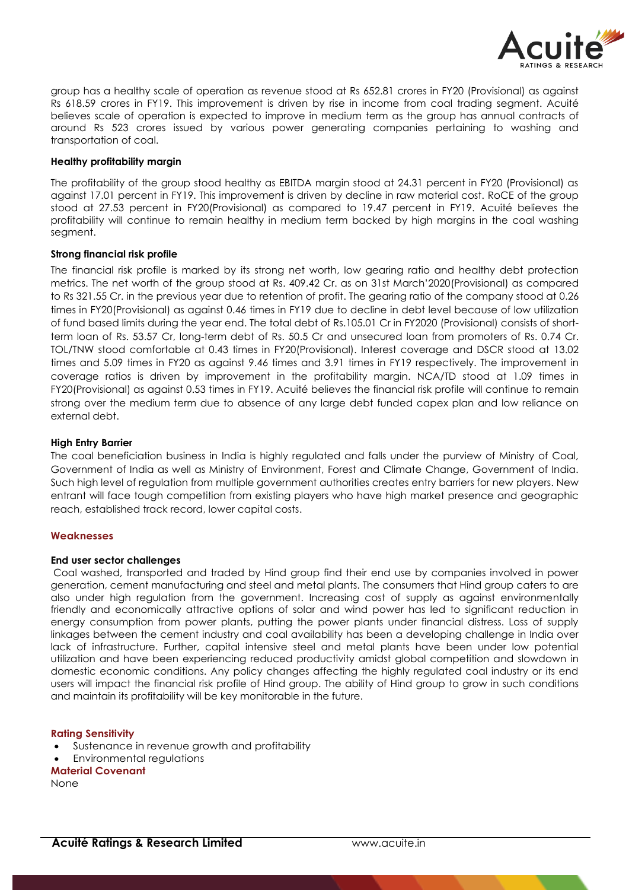group has a healthy scale of operation as revenue stood at Rs 652.81 crores in FY20 (Provisional) as against Rs 618.59 crores in FY19. This improvement is driven by rise in income from coal trading segment. Acuité believes scale of operation is expected to improve in medium term as the group has annual contracts of around Rs 523 crores issued by various power generating companies pertaining to washing and transportation of coal.

**Healthy profitability margin**

The profitability of the group stood healthy as EBITDA margin stood at 24.31 percent in FY20 (Provisional) as against 17.01 percent in FY19. This improvement is driven by decline in raw material cost. RoCE of the group stood at 27.53 percent in FY20(Provisional) as compared to 19.47 percent in FY19. Acuité believes the profitability will continue to remain healthy in medium term backed by high margins in the coal washing segment.

**Strong financial risk profile**

The financial risk profile is marked by its strong net worth, low gearing ratio and healthy debt protection metrics. The net worth of the group stood at Rs. 409.42 Cr. as on 31st March'2020(Provisional) as compared to Rs 321.55 Cr. in the previous year due to retention of profit. The gearing ratio of the company stood at 0.26 times in FY20(Provisional) as against 0.46 times in FY19 due to decline in debt level because of low utilization of fund based limits during the year end. The total debt of Rs.105.01 Cr in FY2020 (Provisional) consists of short-term loan of Rs. 53.57 Cr, long-term debt of Rs. 50.5 Cr and unsecured loan from promoters of Rs. 0.74 Cr. TOL/TNW stood comfortable at 0.43 times in FY20(Provisional). Interest coverage and DSCR stood at 13.02 times and 5.09 times in FY20 as against 9.46 times and 3.91 times in FY19 respectively. The improvement in coverage ratios is driven by improvement in the profitability margin. NCA/TD stood at 1.09 times in FY20(Provisional) as against 0.53 times in FY19. Acuité believes the financial risk profile will continue to remain strong over the medium term due to absence of any large debt funded capex plan and low reliance on external debt.

**High Entry Barrier**

The coal beneficiation business in India is highly regulated and falls under the purview of Ministry of Coal, Government of India as well as Ministry of Environment, Forest and Climate Change, Government of India. Such high level of regulation from multiple government authorities creates entry barriers for new players. New entrant will face tough competition from existing players who have high market presence and geographic reach, established track record, lower capital costs.

**Weaknesses**

**End user sector challenges**

Coal washed, transported and traded by Hind group find their end use by companies involved in power generation, cement manufacturing and steel and metal plants. The consumers that Hind group caters to are also under high regulation from the government. Increasing cost of supply as against environmentally friendly and economically attractive options of solar and wind power has led to significant reduction in energy consumption from power plants, putting the power plants under financial distress. Loss of supply linkages between the cement industry and coal availability has been a developing challenge in India over lack of infrastructure. Further, capital intensive steel and metal plants have been under low potential utilization and have been experiencing reduced productivity amidst global competition and slowdown in domestic economic conditions. Any policy changes affecting the highly regulated coal industry or its end users will impact the financial risk profile of Hind group. The ability of Hind group to grow in such conditions and maintain its profitability will be key monitorable in the future.

**Rating Sensitivity**

- Sustenance in revenue growth and profitability
- Environmental regulations

**Material Covenant**

None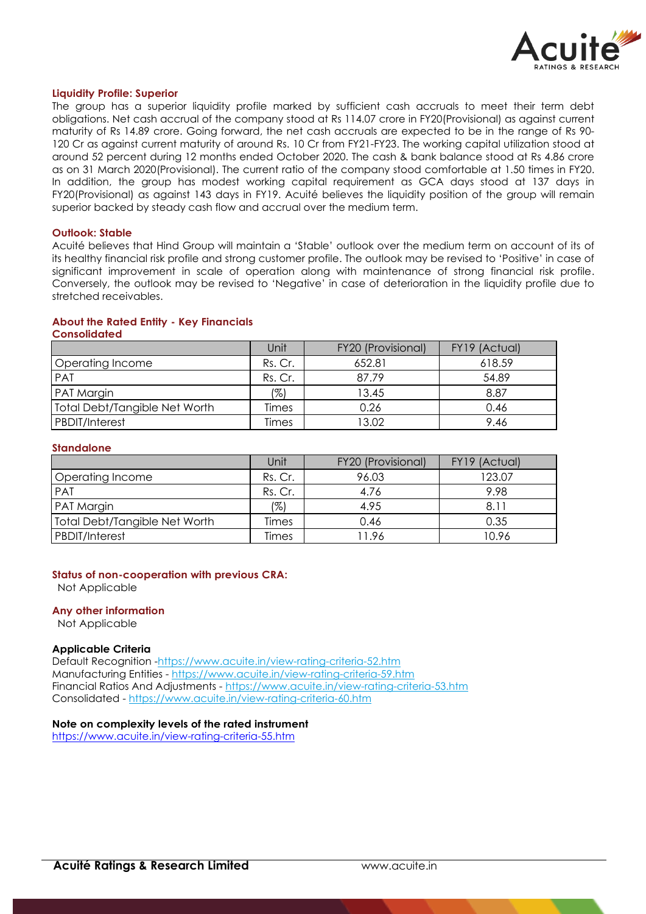**Liquidity Profile: Superior**

The group has a superior liquidity profile marked by sufficient cash accruals to meet their term debt obligations. Net cash accrual of the company stood at Rs 114.07 crore in FY20(Provisional) as against current maturity of Rs 14.89 crore. Going forward, the net cash accruals are expected to be in the range of Rs 90-120 Cr as against current maturity of around Rs. 10 Cr from FY21-FY23. The working capital utilization stood at around 52 percent during 12 months ended October 2020. The cash & bank balance stood at Rs 4.86 crore as on 31 March 2020(Provisional). The current ratio of the company stood comfortable at 1.50 times in FY20. In addition, the group has modest working capital requirement as GCA days stood at 137 days in FY20(Provisional) as against 143 days in FY19. Acuité believes the liquidity position of the group will remain superior backed by steady cash flow and accrual over the medium term.

**Outlook: Stable**

Acuité believes that Hind Group will maintain a 'Stable' outlook over the medium term on account of its of its healthy financial risk profile and strong customer profile. The outlook may be revised to 'Positive' in case of significant improvement in scale of operation along with maintenance of strong financial risk profile. Conversely, the outlook may be revised to 'Negative' in case of deterioration in the liquidity profile due to stretched receivables.

**About the Rated Entity - Key Financials**

**Consolidated**

| | Unit | FY20 (Provisional) | FY19 (Actual) |
|---|---|---|---|
| Operating Income | Rs. Cr. | 652.81 | 618.59 |
| PAT | Rs. Cr. | 87.79 | 54.89 |
| PAT Margin | (%) | 13.45 | 8.87 |
| Total Debt/Tangible Net Worth | Times | 0.26 | 0.46 |
| PBDIT/Interest | Times | 13.02 | 9.46 |

**Standalone**

| | Unit | FY20 (Provisional) | FY19 (Actual) |
|---|---|---|---|
| Operating Income | Rs. Cr. | 96.03 | 123.07 |
| PAT | Rs. Cr. | 4.76 | 9.98 |
| PAT Margin | (%) | 4.95 | 8.11 |
| Total Debt/Tangible Net Worth | Times | 0.46 | 0.35 |
| PBDIT/Interest | Times | 11.96 | 10.96 |

**Status of non-cooperation with previous CRA:**

Not Applicable

**Any other information**

Not Applicable

**Applicable Criteria**

Default Recognition -https://www.acuite.in/view-rating-criteria-52.htm
Manufacturing Entities - https://www.acuite.in/view-rating-criteria-59.htm
Financial Ratios And Adjustments - https://www.acuite.in/view-rating-criteria-53.htm
Consolidated - https://www.acuite.in/view-rating-criteria-60.htm

**Note on complexity levels of the rated instrument**

https://www.acuite.in/view-rating-criteria-55.htm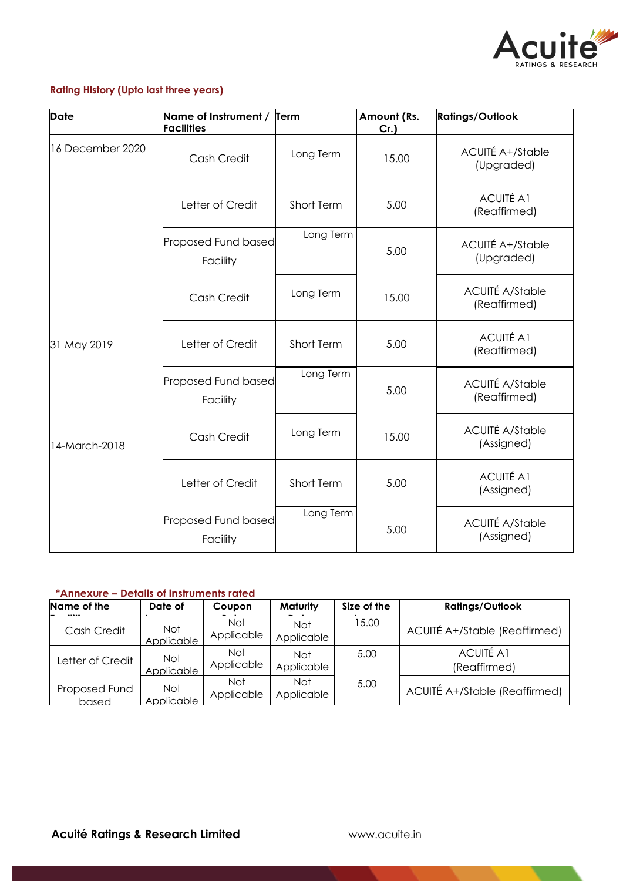**Rating History (Upto last three years)**

| Date | Name of Instrument / Facilities | Term | Amount (Rs. Cr.) | Ratings/Outlook |
|---|---|---|---|---|
| 16 December 2020 | Cash Credit | Long Term | 15.00 | ACUITÉ A+/Stable (Upgraded) |
| | Letter of Credit | Short Term | 5.00 | ACUITÉ A1 (Reaffirmed) |
| | Proposed Fund based Facility | Long Term | 5.00 | ACUITÉ A+/Stable (Upgraded) |
| 31 May 2019 | Cash Credit | Long Term | 15.00 | ACUITÉ A/Stable (Reaffirmed) |
| | Letter of Credit | Short Term | 5.00 | ACUITÉ A1 (Reaffirmed) |
| | Proposed Fund based Facility | Long Term | 5.00 | ACUITÉ A/Stable (Reaffirmed) |
| 14-March-2018 | Cash Credit | Long Term | 15.00 | ACUITÉ A/Stable (Assigned) |
| | Letter of Credit | Short Term | 5.00 | ACUITÉ A1 (Assigned) |
| | Proposed Fund based Facility | Long Term | 5.00 | ACUITÉ A/Stable (Assigned) |

***Annexure – Details of instruments rated**

| Name of the Facilities | Date of Issuance | Coupon Rate | Maturity Date | Size of the Issue (Rs. Cr.) | Ratings/Outlook |
|---|---|---|---|---|---|
| Cash Credit | Not Applicable | Not Applicable | Not Applicable | 15.00 | ACUITÉ A+/Stable (Reaffirmed) |
| Letter of Credit | Not Applicable | Not Applicable | Not Applicable | 5.00 | ACUITÉ A1 (Reaffirmed) |
| Proposed Fund based | Not Applicable | Not Applicable | Not Applicable | 5.00 | ACUITÉ A+/Stable (Reaffirmed) |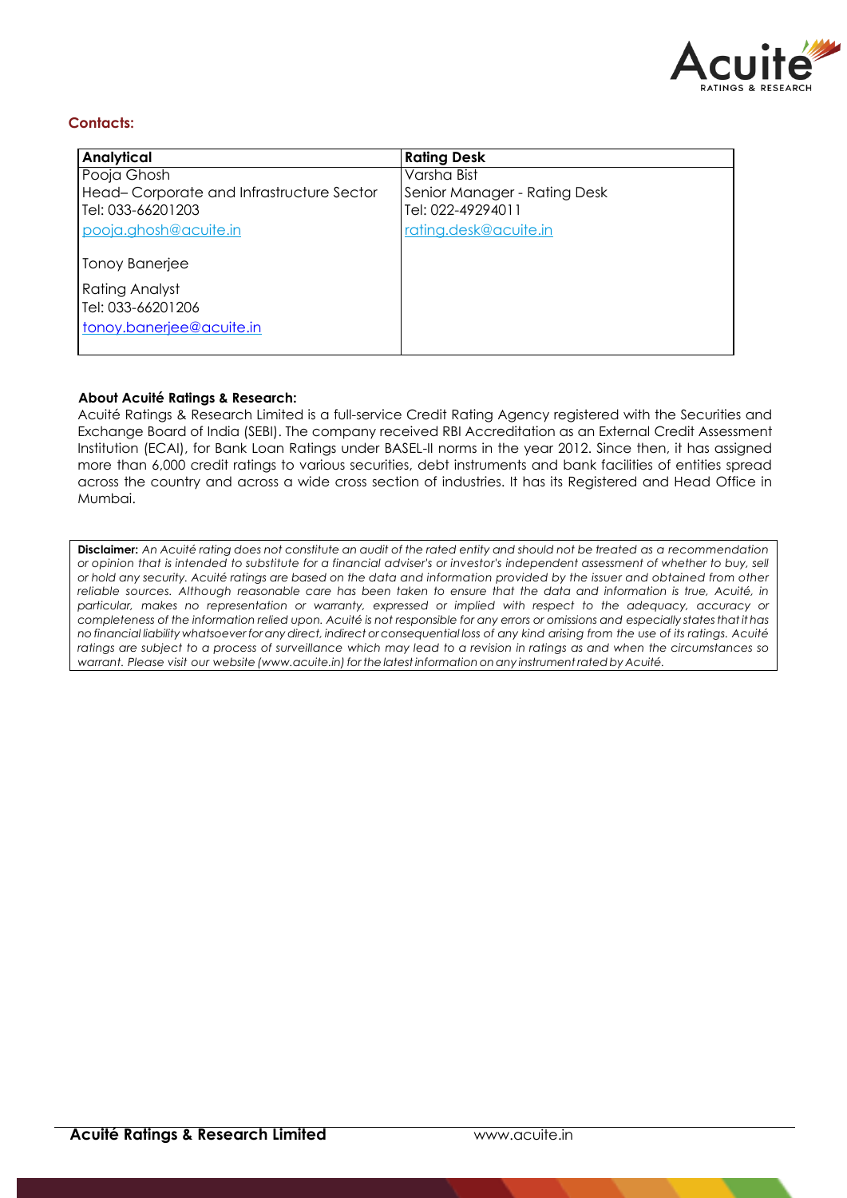## Contacts:

| Analytical | Rating Desk |
|---|---|
| Pooja Ghosh<br>Head– Corporate and Infrastructure Sector<br>Tel: 033-66201203<br>pooja.ghosh@acuite.in<br><br>Tonoy Banerjee<br>Rating Analyst<br>Tel: 033-66201206<br>tonoy.banerjee@acuite.in | Varsha Bist<br>Senior Manager - Rating Desk<br>Tel: 022-49294011<br>rating.desk@acuite.in |

**About Acuité Ratings & Research:**

Acuité Ratings & Research Limited is a full-service Credit Rating Agency registered with the Securities and Exchange Board of India (SEBI). The company received RBI Accreditation as an External Credit Assessment Institution (ECAI), for Bank Loan Ratings under BASEL-II norms in the year 2012. Since then, it has assigned more than 6,000 credit ratings to various securities, debt instruments and bank facilities of entities spread across the country and across a wide cross section of industries. It has its Registered and Head Office in Mumbai.

**Disclaimer:** *An Acuité rating does not constitute an audit of the rated entity and should not be treated as a recommendation or opinion that is intended to substitute for a financial adviser's or investor's independent assessment of whether to buy, sell or hold any security. Acuité ratings are based on the data and information provided by the issuer and obtained from other reliable sources. Although reasonable care has been taken to ensure that the data and information is true, Acuité, in particular, makes no representation or warranty, expressed or implied with respect to the adequacy, accuracy or completeness of the information relied upon. Acuité is not responsible for any errors or omissions and especially states that it has no financial liability whatsoever for any direct, indirect or consequential loss of any kind arising from the use of its ratings. Acuité ratings are subject to a process of surveillance which may lead to a revision in ratings as and when the circumstances so warrant. Please visit our website (www.acuite.in) for the latest information on any instrument rated by Acuité.*